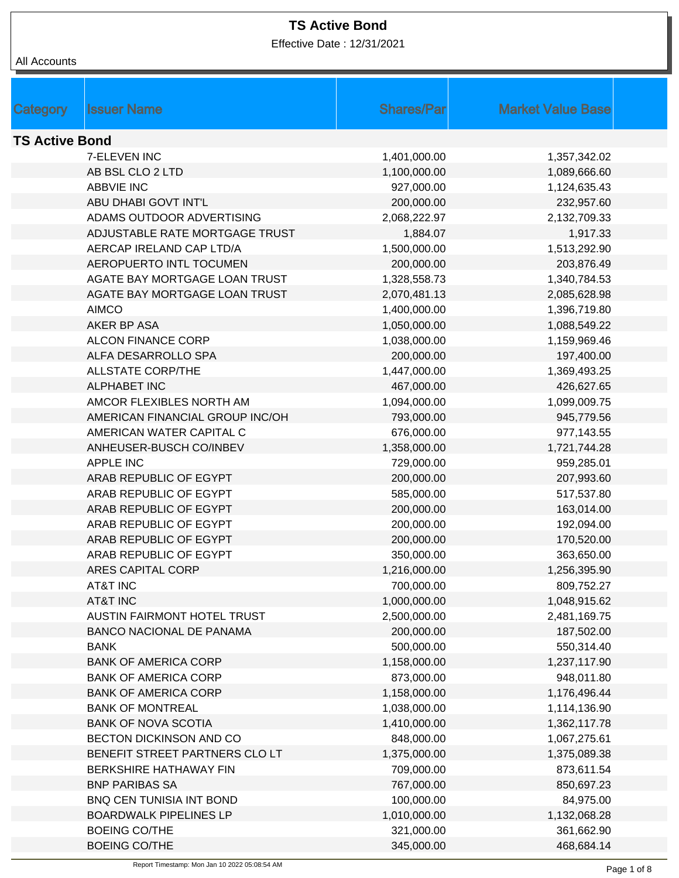# TS Active Bond

Effective Date : 12/31/2021

All Accounts

| Category | Issuer Name | Shares/Par | Market Value Base |
|---|---|---|---|
| **TS Active Bond** | | | |
| | 7-ELEVEN INC | 1,401,000.00 | 1,357,342.02 |
| | AB BSL CLO 2 LTD | 1,100,000.00 | 1,089,666.60 |
| | ABBVIE INC | 927,000.00 | 1,124,635.43 |
| | ABU DHABI GOVT INT'L | 200,000.00 | 232,957.60 |
| | ADAMS OUTDOOR ADVERTISING | 2,068,222.97 | 2,132,709.33 |
| | ADJUSTABLE RATE MORTGAGE TRUST | 1,884.07 | 1,917.33 |
| | AERCAP IRELAND CAP LTD/A | 1,500,000.00 | 1,513,292.90 |
| | AEROPUERTO INTL TOCUMEN | 200,000.00 | 203,876.49 |
| | AGATE BAY MORTGAGE LOAN TRUST | 1,328,558.73 | 1,340,784.53 |
| | AGATE BAY MORTGAGE LOAN TRUST | 2,070,481.13 | 2,085,628.98 |
| | AIMCO | 1,400,000.00 | 1,396,719.80 |
| | AKER BP ASA | 1,050,000.00 | 1,088,549.22 |
| | ALCON FINANCE CORP | 1,038,000.00 | 1,159,969.46 |
| | ALFA DESARROLLO SPA | 200,000.00 | 197,400.00 |
| | ALLSTATE CORP/THE | 1,447,000.00 | 1,369,493.25 |
| | ALPHABET INC | 467,000.00 | 426,627.65 |
| | AMCOR FLEXIBLES NORTH AM | 1,094,000.00 | 1,099,009.75 |
| | AMERICAN FINANCIAL GROUP INC/OH | 793,000.00 | 945,779.56 |
| | AMERICAN WATER CAPITAL C | 676,000.00 | 977,143.55 |
| | ANHEUSER-BUSCH CO/INBEV | 1,358,000.00 | 1,721,744.28 |
| | APPLE INC | 729,000.00 | 959,285.01 |
| | ARAB REPUBLIC OF EGYPT | 200,000.00 | 207,993.60 |
| | ARAB REPUBLIC OF EGYPT | 585,000.00 | 517,537.80 |
| | ARAB REPUBLIC OF EGYPT | 200,000.00 | 163,014.00 |
| | ARAB REPUBLIC OF EGYPT | 200,000.00 | 192,094.00 |
| | ARAB REPUBLIC OF EGYPT | 200,000.00 | 170,520.00 |
| | ARAB REPUBLIC OF EGYPT | 350,000.00 | 363,650.00 |
| | ARES CAPITAL CORP | 1,216,000.00 | 1,256,395.90 |
| | AT&T INC | 700,000.00 | 809,752.27 |
| | AT&T INC | 1,000,000.00 | 1,048,915.62 |
| | AUSTIN FAIRMONT HOTEL TRUST | 2,500,000.00 | 2,481,169.75 |
| | BANCO NACIONAL DE PANAMA | 200,000.00 | 187,502.00 |
| | BANK | 500,000.00 | 550,314.40 |
| | BANK OF AMERICA CORP | 1,158,000.00 | 1,237,117.90 |
| | BANK OF AMERICA CORP | 873,000.00 | 948,011.80 |
| | BANK OF AMERICA CORP | 1,158,000.00 | 1,176,496.44 |
| | BANK OF MONTREAL | 1,038,000.00 | 1,114,136.90 |
| | BANK OF NOVA SCOTIA | 1,410,000.00 | 1,362,117.78 |
| | BECTON DICKINSON AND CO | 848,000.00 | 1,067,275.61 |
| | BENEFIT STREET PARTNERS CLO LT | 1,375,000.00 | 1,375,089.38 |
| | BERKSHIRE HATHAWAY FIN | 709,000.00 | 873,611.54 |
| | BNP PARIBAS SA | 767,000.00 | 850,697.23 |
| | BNQ CEN TUNISIA INT BOND | 100,000.00 | 84,975.00 |
| | BOARDWALK PIPELINES LP | 1,010,000.00 | 1,132,068.28 |
| | BOEING CO/THE | 321,000.00 | 361,662.90 |
| | BOEING CO/THE | 345,000.00 | 468,684.14 |

Report Timestamp: Mon Jan 10 2022 05:08:54 AM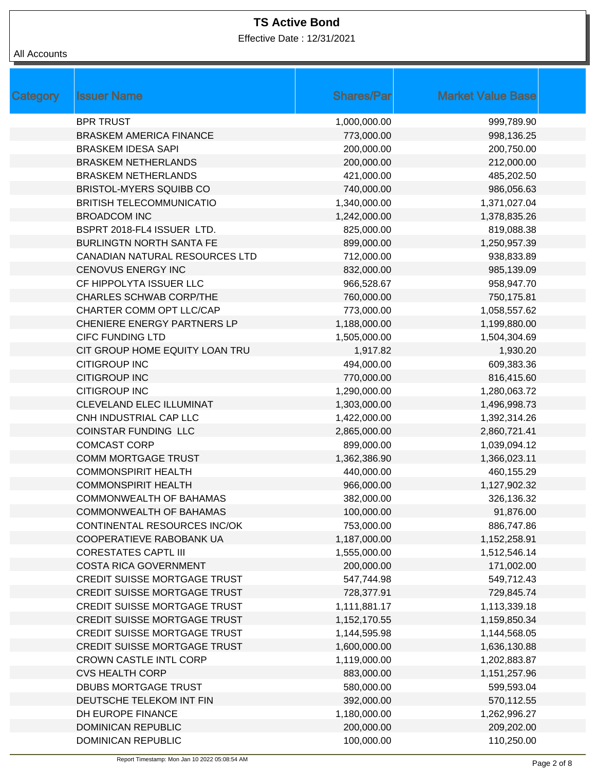# TS Active Bond

Effective Date : 12/31/2021

All Accounts

| Category | Issuer Name | Shares/Par | Market Value Base |
|---|---|---|---|
| | BPR TRUST | 1,000,000.00 | 999,789.90 |
| | BRASKEM AMERICA FINANCE | 773,000.00 | 998,136.25 |
| | BRASKEM IDESA SAPI | 200,000.00 | 200,750.00 |
| | BRASKEM NETHERLANDS | 200,000.00 | 212,000.00 |
| | BRASKEM NETHERLANDS | 421,000.00 | 485,202.50 |
| | BRISTOL-MYERS SQUIBB CO | 740,000.00 | 986,056.63 |
| | BRITISH TELECOMMUNICATIO | 1,340,000.00 | 1,371,027.04 |
| | BROADCOM INC | 1,242,000.00 | 1,378,835.26 |
| | BSPRT 2018-FL4 ISSUER LTD. | 825,000.00 | 819,088.38 |
| | BURLINGTN NORTH SANTA FE | 899,000.00 | 1,250,957.39 |
| | CANADIAN NATURAL RESOURCES LTD | 712,000.00 | 938,833.89 |
| | CENOVUS ENERGY INC | 832,000.00 | 985,139.09 |
| | CF HIPPOLYTA ISSUER LLC | 966,528.67 | 958,947.70 |
| | CHARLES SCHWAB CORP/THE | 760,000.00 | 750,175.81 |
| | CHARTER COMM OPT LLC/CAP | 773,000.00 | 1,058,557.62 |
| | CHENIERE ENERGY PARTNERS LP | 1,188,000.00 | 1,199,880.00 |
| | CIFC FUNDING LTD | 1,505,000.00 | 1,504,304.69 |
| | CIT GROUP HOME EQUITY LOAN TRU | 1,917.82 | 1,930.20 |
| | CITIGROUP INC | 494,000.00 | 609,383.36 |
| | CITIGROUP INC | 770,000.00 | 816,415.60 |
| | CITIGROUP INC | 1,290,000.00 | 1,280,063.72 |
| | CLEVELAND ELEC ILLUMINAT | 1,303,000.00 | 1,496,998.73 |
| | CNH INDUSTRIAL CAP LLC | 1,422,000.00 | 1,392,314.26 |
| | COINSTAR FUNDING LLC | 2,865,000.00 | 2,860,721.41 |
| | COMCAST CORP | 899,000.00 | 1,039,094.12 |
| | COMM MORTGAGE TRUST | 1,362,386.90 | 1,366,023.11 |
| | COMMONSPIRIT HEALTH | 440,000.00 | 460,155.29 |
| | COMMONSPIRIT HEALTH | 966,000.00 | 1,127,902.32 |
| | COMMONWEALTH OF BAHAMAS | 382,000.00 | 326,136.32 |
| | COMMONWEALTH OF BAHAMAS | 100,000.00 | 91,876.00 |
| | CONTINENTAL RESOURCES INC/OK | 753,000.00 | 886,747.86 |
| | COOPERATIEVE RABOBANK UA | 1,187,000.00 | 1,152,258.91 |
| | CORESTATES CAPTL III | 1,555,000.00 | 1,512,546.14 |
| | COSTA RICA GOVERNMENT | 200,000.00 | 171,002.00 |
| | CREDIT SUISSE MORTGAGE TRUST | 547,744.98 | 549,712.43 |
| | CREDIT SUISSE MORTGAGE TRUST | 728,377.91 | 729,845.74 |
| | CREDIT SUISSE MORTGAGE TRUST | 1,111,881.17 | 1,113,339.18 |
| | CREDIT SUISSE MORTGAGE TRUST | 1,152,170.55 | 1,159,850.34 |
| | CREDIT SUISSE MORTGAGE TRUST | 1,144,595.98 | 1,144,568.05 |
| | CREDIT SUISSE MORTGAGE TRUST | 1,600,000.00 | 1,636,130.88 |
| | CROWN CASTLE INTL CORP | 1,119,000.00 | 1,202,883.87 |
| | CVS HEALTH CORP | 883,000.00 | 1,151,257.96 |
| | DBUBS MORTGAGE TRUST | 580,000.00 | 599,593.04 |
| | DEUTSCHE TELEKOM INT FIN | 392,000.00 | 570,112.55 |
| | DH EUROPE FINANCE | 1,180,000.00 | 1,262,996.27 |
| | DOMINICAN REPUBLIC | 200,000.00 | 209,202.00 |
| | DOMINICAN REPUBLIC | 100,000.00 | 110,250.00 |

Report Timestamp: Mon Jan 10 2022 05:08:54 AM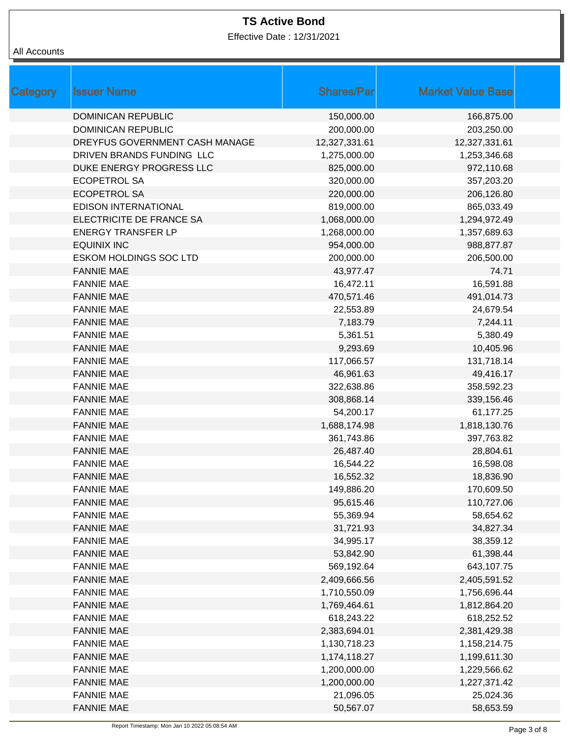# TS Active Bond

Effective Date : 12/31/2021

All Accounts

| Category | Issuer Name | Shares/Par | Market Value Base |
|---|---|---|---|
| | DOMINICAN REPUBLIC | 150,000.00 | 166,875.00 |
| | DOMINICAN REPUBLIC | 200,000.00 | 203,250.00 |
| | DREYFUS GOVERNMENT CASH MANAGE | 12,327,331.61 | 12,327,331.61 |
| | DRIVEN BRANDS FUNDING LLC | 1,275,000.00 | 1,253,346.68 |
| | DUKE ENERGY PROGRESS LLC | 825,000.00 | 972,110.68 |
| | ECOPETROL SA | 320,000.00 | 357,203.20 |
| | ECOPETROL SA | 220,000.00 | 206,126.80 |
| | EDISON INTERNATIONAL | 819,000.00 | 865,033.49 |
| | ELECTRICITE DE FRANCE SA | 1,068,000.00 | 1,294,972.49 |
| | ENERGY TRANSFER LP | 1,268,000.00 | 1,357,689.63 |
| | EQUINIX INC | 954,000.00 | 988,877.87 |
| | ESKOM HOLDINGS SOC LTD | 200,000.00 | 206,500.00 |
| | FANNIE MAE | 43,977.47 | 74.71 |
| | FANNIE MAE | 16,472.11 | 16,591.88 |
| | FANNIE MAE | 470,571.46 | 491,014.73 |
| | FANNIE MAE | 22,553.89 | 24,679.54 |
| | FANNIE MAE | 7,183.79 | 7,244.11 |
| | FANNIE MAE | 5,361.51 | 5,380.49 |
| | FANNIE MAE | 9,293.69 | 10,405.96 |
| | FANNIE MAE | 117,066.57 | 131,718.14 |
| | FANNIE MAE | 46,961.63 | 49,416.17 |
| | FANNIE MAE | 322,638.86 | 358,592.23 |
| | FANNIE MAE | 308,868.14 | 339,156.46 |
| | FANNIE MAE | 54,200.17 | 61,177.25 |
| | FANNIE MAE | 1,688,174.98 | 1,818,130.76 |
| | FANNIE MAE | 361,743.86 | 397,763.82 |
| | FANNIE MAE | 26,487.40 | 28,804.61 |
| | FANNIE MAE | 16,544.22 | 16,598.08 |
| | FANNIE MAE | 16,552.32 | 18,836.90 |
| | FANNIE MAE | 149,886.20 | 170,609.50 |
| | FANNIE MAE | 95,615.46 | 110,727.06 |
| | FANNIE MAE | 55,369.94 | 58,654.62 |
| | FANNIE MAE | 31,721.93 | 34,827.34 |
| | FANNIE MAE | 34,995.17 | 38,359.12 |
| | FANNIE MAE | 53,842.90 | 61,398.44 |
| | FANNIE MAE | 569,192.64 | 643,107.75 |
| | FANNIE MAE | 2,409,666.56 | 2,405,591.52 |
| | FANNIE MAE | 1,710,550.09 | 1,756,696.44 |
| | FANNIE MAE | 1,769,464.61 | 1,812,864.20 |
| | FANNIE MAE | 618,243.22 | 618,252.52 |
| | FANNIE MAE | 2,383,694.01 | 2,381,429.38 |
| | FANNIE MAE | 1,130,718.23 | 1,158,214.75 |
| | FANNIE MAE | 1,174,118.27 | 1,199,611.30 |
| | FANNIE MAE | 1,200,000.00 | 1,229,566.62 |
| | FANNIE MAE | 1,200,000.00 | 1,227,371.42 |
| | FANNIE MAE | 21,096.05 | 25,024.36 |
| | FANNIE MAE | 50,567.07 | 58,653.59 |

Report Timestamp: Mon Jan 10 2022 05:08:54 AM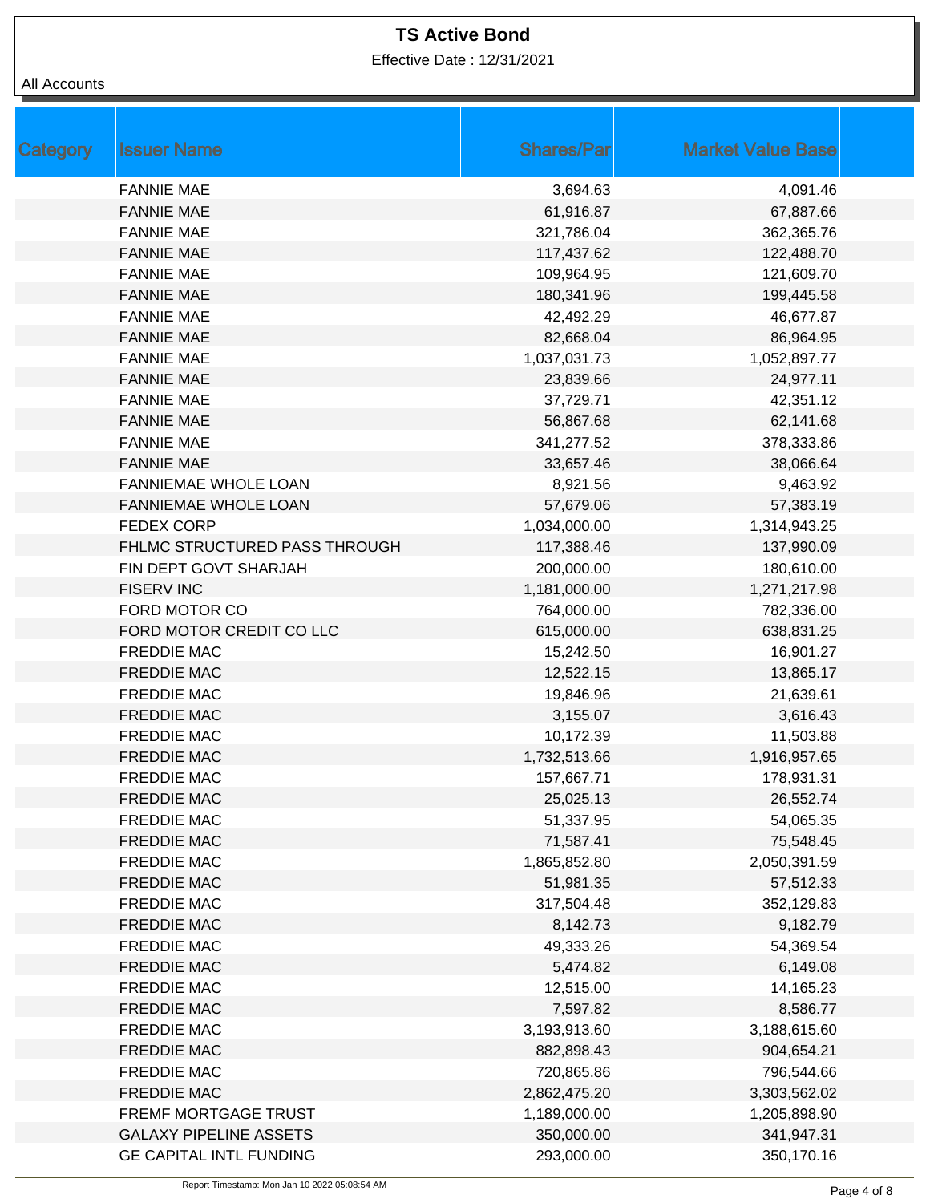# TS Active Bond

Effective Date : 12/31/2021

All Accounts

| Category | Issuer Name | Shares/Par | Market Value Base |
|---|---|---|---|
| | FANNIE MAE | 3,694.63 | 4,091.46 |
| | FANNIE MAE | 61,916.87 | 67,887.66 |
| | FANNIE MAE | 321,786.04 | 362,365.76 |
| | FANNIE MAE | 117,437.62 | 122,488.70 |
| | FANNIE MAE | 109,964.95 | 121,609.70 |
| | FANNIE MAE | 180,341.96 | 199,445.58 |
| | FANNIE MAE | 42,492.29 | 46,677.87 |
| | FANNIE MAE | 82,668.04 | 86,964.95 |
| | FANNIE MAE | 1,037,031.73 | 1,052,897.77 |
| | FANNIE MAE | 23,839.66 | 24,977.11 |
| | FANNIE MAE | 37,729.71 | 42,351.12 |
| | FANNIE MAE | 56,867.68 | 62,141.68 |
| | FANNIE MAE | 341,277.52 | 378,333.86 |
| | FANNIE MAE | 33,657.46 | 38,066.64 |
| | FANNIEMAE WHOLE LOAN | 8,921.56 | 9,463.92 |
| | FANNIEMAE WHOLE LOAN | 57,679.06 | 57,383.19 |
| | FEDEX CORP | 1,034,000.00 | 1,314,943.25 |
| | FHLMC STRUCTURED PASS THROUGH | 117,388.46 | 137,990.09 |
| | FIN DEPT GOVT SHARJAH | 200,000.00 | 180,610.00 |
| | FISERV INC | 1,181,000.00 | 1,271,217.98 |
| | FORD MOTOR CO | 764,000.00 | 782,336.00 |
| | FORD MOTOR CREDIT CO LLC | 615,000.00 | 638,831.25 |
| | FREDDIE MAC | 15,242.50 | 16,901.27 |
| | FREDDIE MAC | 12,522.15 | 13,865.17 |
| | FREDDIE MAC | 19,846.96 | 21,639.61 |
| | FREDDIE MAC | 3,155.07 | 3,616.43 |
| | FREDDIE MAC | 10,172.39 | 11,503.88 |
| | FREDDIE MAC | 1,732,513.66 | 1,916,957.65 |
| | FREDDIE MAC | 157,667.71 | 178,931.31 |
| | FREDDIE MAC | 25,025.13 | 26,552.74 |
| | FREDDIE MAC | 51,337.95 | 54,065.35 |
| | FREDDIE MAC | 71,587.41 | 75,548.45 |
| | FREDDIE MAC | 1,865,852.80 | 2,050,391.59 |
| | FREDDIE MAC | 51,981.35 | 57,512.33 |
| | FREDDIE MAC | 317,504.48 | 352,129.83 |
| | FREDDIE MAC | 8,142.73 | 9,182.79 |
| | FREDDIE MAC | 49,333.26 | 54,369.54 |
| | FREDDIE MAC | 5,474.82 | 6,149.08 |
| | FREDDIE MAC | 12,515.00 | 14,165.23 |
| | FREDDIE MAC | 7,597.82 | 8,586.77 |
| | FREDDIE MAC | 3,193,913.60 | 3,188,615.60 |
| | FREDDIE MAC | 882,898.43 | 904,654.21 |
| | FREDDIE MAC | 720,865.86 | 796,544.66 |
| | FREDDIE MAC | 2,862,475.20 | 3,303,562.02 |
| | FREMF MORTGAGE TRUST | 1,189,000.00 | 1,205,898.90 |
| | GALAXY PIPELINE ASSETS | 350,000.00 | 341,947.31 |
| | GE CAPITAL INTL FUNDING | 293,000.00 | 350,170.16 |

Report Timestamp: Mon Jan 10 2022 05:08:54 AM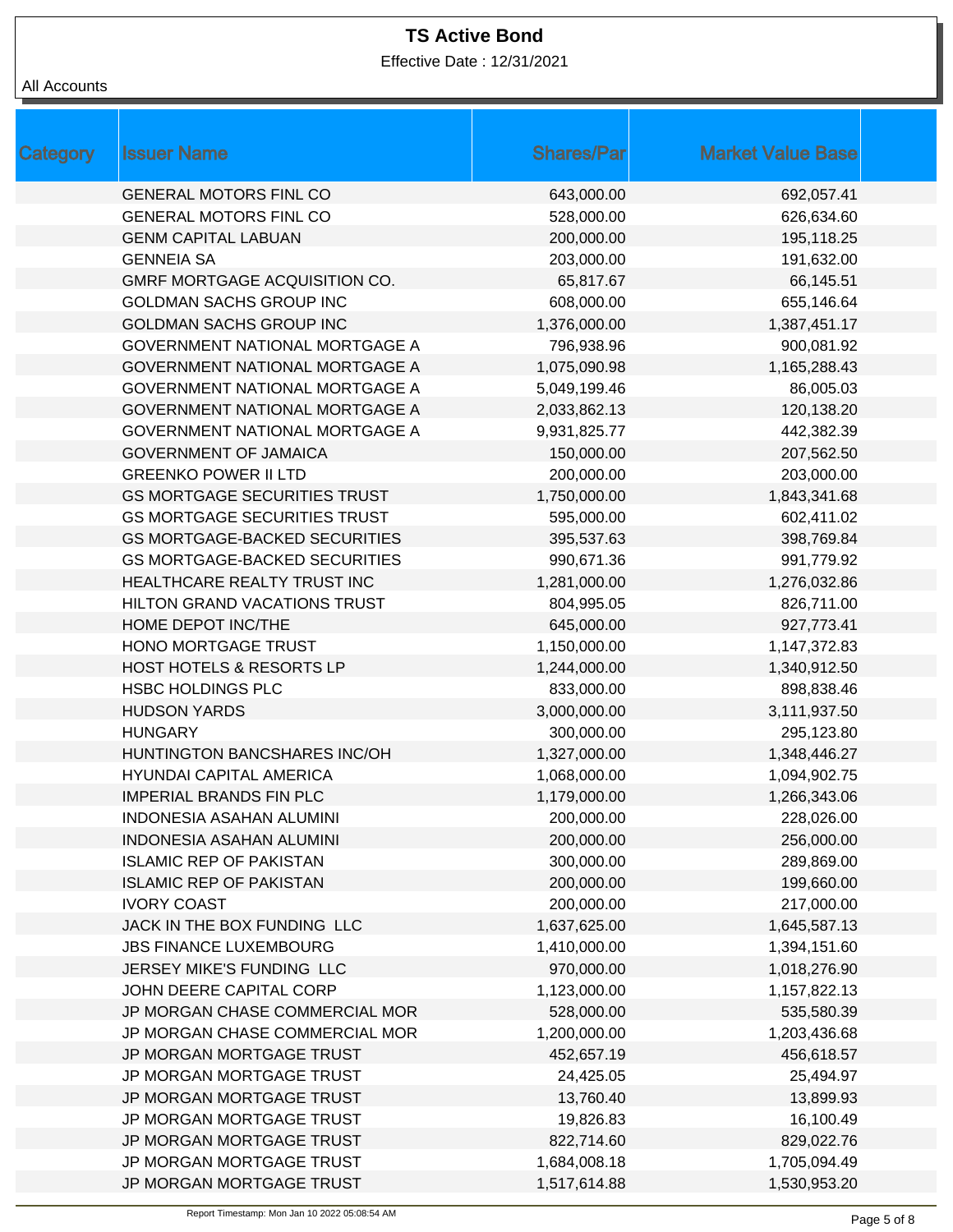# TS Active Bond

Effective Date : 12/31/2021

All Accounts

| Category | Issuer Name | Shares/Par | Market Value Base |
|---|---|---|---|
| | GENERAL MOTORS FINL CO | 643,000.00 | 692,057.41 |
| | GENERAL MOTORS FINL CO | 528,000.00 | 626,634.60 |
| | GENM CAPITAL LABUAN | 200,000.00 | 195,118.25 |
| | GENNEIA SA | 203,000.00 | 191,632.00 |
| | GMRF MORTGAGE ACQUISITION CO. | 65,817.67 | 66,145.51 |
| | GOLDMAN SACHS GROUP INC | 608,000.00 | 655,146.64 |
| | GOLDMAN SACHS GROUP INC | 1,376,000.00 | 1,387,451.17 |
| | GOVERNMENT NATIONAL MORTGAGE A | 796,938.96 | 900,081.92 |
| | GOVERNMENT NATIONAL MORTGAGE A | 1,075,090.98 | 1,165,288.43 |
| | GOVERNMENT NATIONAL MORTGAGE A | 5,049,199.46 | 86,005.03 |
| | GOVERNMENT NATIONAL MORTGAGE A | 2,033,862.13 | 120,138.20 |
| | GOVERNMENT NATIONAL MORTGAGE A | 9,931,825.77 | 442,382.39 |
| | GOVERNMENT OF JAMAICA | 150,000.00 | 207,562.50 |
| | GREENKO POWER II LTD | 200,000.00 | 203,000.00 |
| | GS MORTGAGE SECURITIES TRUST | 1,750,000.00 | 1,843,341.68 |
| | GS MORTGAGE SECURITIES TRUST | 595,000.00 | 602,411.02 |
| | GS MORTGAGE-BACKED SECURITIES | 395,537.63 | 398,769.84 |
| | GS MORTGAGE-BACKED SECURITIES | 990,671.36 | 991,779.92 |
| | HEALTHCARE REALTY TRUST INC | 1,281,000.00 | 1,276,032.86 |
| | HILTON GRAND VACATIONS TRUST | 804,995.05 | 826,711.00 |
| | HOME DEPOT INC/THE | 645,000.00 | 927,773.41 |
| | HONO MORTGAGE TRUST | 1,150,000.00 | 1,147,372.83 |
| | HOST HOTELS & RESORTS LP | 1,244,000.00 | 1,340,912.50 |
| | HSBC HOLDINGS PLC | 833,000.00 | 898,838.46 |
| | HUDSON YARDS | 3,000,000.00 | 3,111,937.50 |
| | HUNGARY | 300,000.00 | 295,123.80 |
| | HUNTINGTON BANCSHARES INC/OH | 1,327,000.00 | 1,348,446.27 |
| | HYUNDAI CAPITAL AMERICA | 1,068,000.00 | 1,094,902.75 |
| | IMPERIAL BRANDS FIN PLC | 1,179,000.00 | 1,266,343.06 |
| | INDONESIA ASAHAN ALUMINI | 200,000.00 | 228,026.00 |
| | INDONESIA ASAHAN ALUMINI | 200,000.00 | 256,000.00 |
| | ISLAMIC REP OF PAKISTAN | 300,000.00 | 289,869.00 |
| | ISLAMIC REP OF PAKISTAN | 200,000.00 | 199,660.00 |
| | IVORY COAST | 200,000.00 | 217,000.00 |
| | JACK IN THE BOX FUNDING LLC | 1,637,625.00 | 1,645,587.13 |
| | JBS FINANCE LUXEMBOURG | 1,410,000.00 | 1,394,151.60 |
| | JERSEY MIKE'S FUNDING LLC | 970,000.00 | 1,018,276.90 |
| | JOHN DEERE CAPITAL CORP | 1,123,000.00 | 1,157,822.13 |
| | JP MORGAN CHASE COMMERCIAL MOR | 528,000.00 | 535,580.39 |
| | JP MORGAN CHASE COMMERCIAL MOR | 1,200,000.00 | 1,203,436.68 |
| | JP MORGAN MORTGAGE TRUST | 452,657.19 | 456,618.57 |
| | JP MORGAN MORTGAGE TRUST | 24,425.05 | 25,494.97 |
| | JP MORGAN MORTGAGE TRUST | 13,760.40 | 13,899.93 |
| | JP MORGAN MORTGAGE TRUST | 19,826.83 | 16,100.49 |
| | JP MORGAN MORTGAGE TRUST | 822,714.60 | 829,022.76 |
| | JP MORGAN MORTGAGE TRUST | 1,684,008.18 | 1,705,094.49 |
| | JP MORGAN MORTGAGE TRUST | 1,517,614.88 | 1,530,953.20 |

Report Timestamp: Mon Jan 10 2022 05:08:54 AM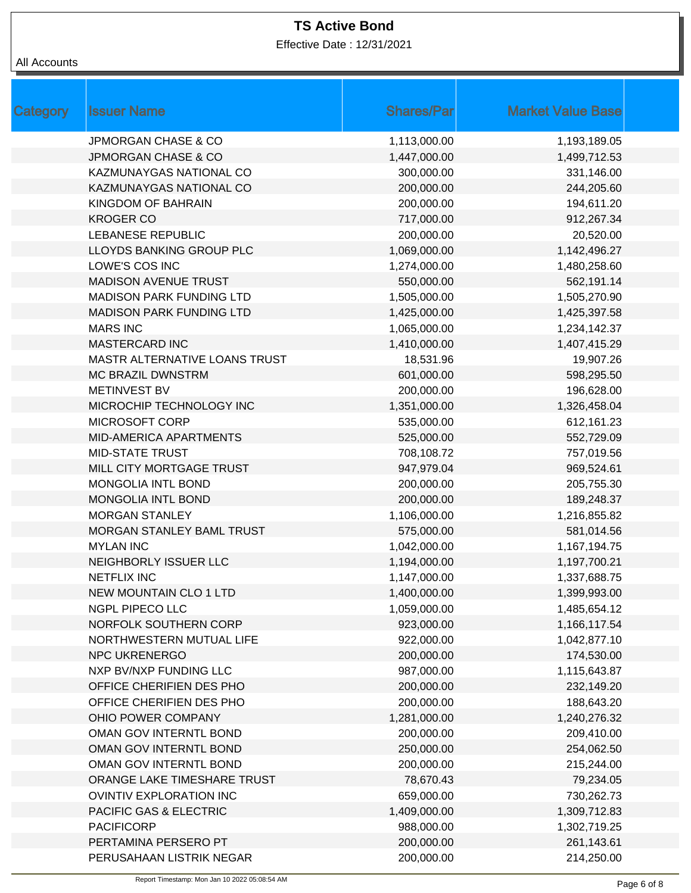**TS Active Bond**

Effective Date : 12/31/2021

All Accounts

| Category | Issuer Name | Shares/Par | Market Value Base |
|---|---|---|---|
| | JPMORGAN CHASE & CO | 1,113,000.00 | 1,193,189.05 |
| | JPMORGAN CHASE & CO | 1,447,000.00 | 1,499,712.53 |
| | KAZMUNAYGAS NATIONAL CO | 300,000.00 | 331,146.00 |
| | KAZMUNAYGAS NATIONAL CO | 200,000.00 | 244,205.60 |
| | KINGDOM OF BAHRAIN | 200,000.00 | 194,611.20 |
| | KROGER CO | 717,000.00 | 912,267.34 |
| | LEBANESE REPUBLIC | 200,000.00 | 20,520.00 |
| | LLOYDS BANKING GROUP PLC | 1,069,000.00 | 1,142,496.27 |
| | LOWE'S COS INC | 1,274,000.00 | 1,480,258.60 |
| | MADISON AVENUE TRUST | 550,000.00 | 562,191.14 |
| | MADISON PARK FUNDING LTD | 1,505,000.00 | 1,505,270.90 |
| | MADISON PARK FUNDING LTD | 1,425,000.00 | 1,425,397.58 |
| | MARS INC | 1,065,000.00 | 1,234,142.37 |
| | MASTERCARD INC | 1,410,000.00 | 1,407,415.29 |
| | MASTR ALTERNATIVE LOANS TRUST | 18,531.96 | 19,907.26 |
| | MC BRAZIL DWNSTRM | 601,000.00 | 598,295.50 |
| | METINVEST BV | 200,000.00 | 196,628.00 |
| | MICROCHIP TECHNOLOGY INC | 1,351,000.00 | 1,326,458.04 |
| | MICROSOFT CORP | 535,000.00 | 612,161.23 |
| | MID-AMERICA APARTMENTS | 525,000.00 | 552,729.09 |
| | MID-STATE TRUST | 708,108.72 | 757,019.56 |
| | MILL CITY MORTGAGE TRUST | 947,979.04 | 969,524.61 |
| | MONGOLIA INTL BOND | 200,000.00 | 205,755.30 |
| | MONGOLIA INTL BOND | 200,000.00 | 189,248.37 |
| | MORGAN STANLEY | 1,106,000.00 | 1,216,855.82 |
| | MORGAN STANLEY BAML TRUST | 575,000.00 | 581,014.56 |
| | MYLAN INC | 1,042,000.00 | 1,167,194.75 |
| | NEIGHBORLY ISSUER LLC | 1,194,000.00 | 1,197,700.21 |
| | NETFLIX INC | 1,147,000.00 | 1,337,688.75 |
| | NEW MOUNTAIN CLO 1 LTD | 1,400,000.00 | 1,399,993.00 |
| | NGPL PIPECO LLC | 1,059,000.00 | 1,485,654.12 |
| | NORFOLK SOUTHERN CORP | 923,000.00 | 1,166,117.54 |
| | NORTHWESTERN MUTUAL LIFE | 922,000.00 | 1,042,877.10 |
| | NPC UKRENERGO | 200,000.00 | 174,530.00 |
| | NXP BV/NXP FUNDING LLC | 987,000.00 | 1,115,643.87 |
| | OFFICE CHERIFIEN DES PHO | 200,000.00 | 232,149.20 |
| | OFFICE CHERIFIEN DES PHO | 200,000.00 | 188,643.20 |
| | OHIO POWER COMPANY | 1,281,000.00 | 1,240,276.32 |
| | OMAN GOV INTERNTL BOND | 200,000.00 | 209,410.00 |
| | OMAN GOV INTERNTL BOND | 250,000.00 | 254,062.50 |
| | OMAN GOV INTERNTL BOND | 200,000.00 | 215,244.00 |
| | ORANGE LAKE TIMESHARE TRUST | 78,670.43 | 79,234.05 |
| | OVINTIV EXPLORATION INC | 659,000.00 | 730,262.73 |
| | PACIFIC GAS & ELECTRIC | 1,409,000.00 | 1,309,712.83 |
| | PACIFICORP | 988,000.00 | 1,302,719.25 |
| | PERTAMINA PERSERO PT | 200,000.00 | 261,143.61 |
| | PERUSAHAAN LISTRIK NEGAR | 200,000.00 | 214,250.00 |

Report Timestamp: Mon Jan 10 2022 05:08:54 AM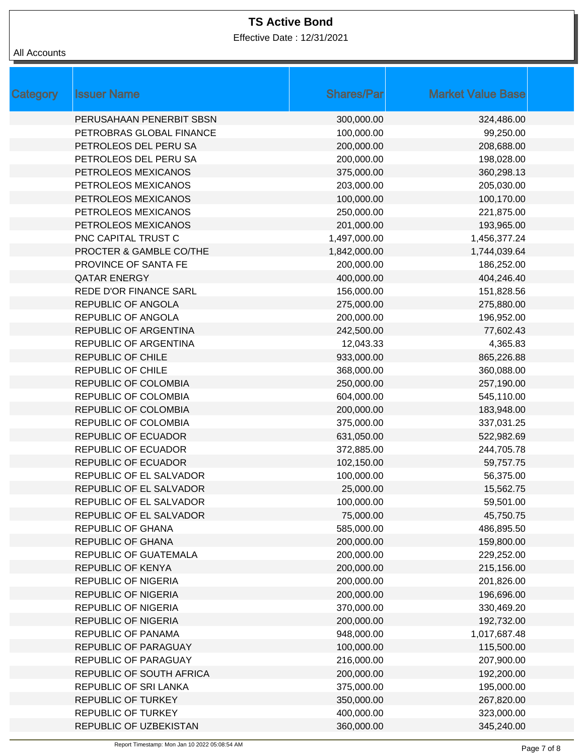# TS Active Bond

Effective Date : 12/31/2021

All Accounts

| Category | Issuer Name | Shares/Par | Market Value Base |
|---|---|---|---|
| | PERUSAHAAN PENERBIT SBSN | 300,000.00 | 324,486.00 |
| | PETROBRAS GLOBAL FINANCE | 100,000.00 | 99,250.00 |
| | PETROLEOS DEL PERU SA | 200,000.00 | 208,688.00 |
| | PETROLEOS DEL PERU SA | 200,000.00 | 198,028.00 |
| | PETROLEOS MEXICANOS | 375,000.00 | 360,298.13 |
| | PETROLEOS MEXICANOS | 203,000.00 | 205,030.00 |
| | PETROLEOS MEXICANOS | 100,000.00 | 100,170.00 |
| | PETROLEOS MEXICANOS | 250,000.00 | 221,875.00 |
| | PETROLEOS MEXICANOS | 201,000.00 | 193,965.00 |
| | PNC CAPITAL TRUST C | 1,497,000.00 | 1,456,377.24 |
| | PROCTER & GAMBLE CO/THE | 1,842,000.00 | 1,744,039.64 |
| | PROVINCE OF SANTA FE | 200,000.00 | 186,252.00 |
| | QATAR ENERGY | 400,000.00 | 404,246.40 |
| | REDE D'OR FINANCE SARL | 156,000.00 | 151,828.56 |
| | REPUBLIC OF ANGOLA | 275,000.00 | 275,880.00 |
| | REPUBLIC OF ANGOLA | 200,000.00 | 196,952.00 |
| | REPUBLIC OF ARGENTINA | 242,500.00 | 77,602.43 |
| | REPUBLIC OF ARGENTINA | 12,043.33 | 4,365.83 |
| | REPUBLIC OF CHILE | 933,000.00 | 865,226.88 |
| | REPUBLIC OF CHILE | 368,000.00 | 360,088.00 |
| | REPUBLIC OF COLOMBIA | 250,000.00 | 257,190.00 |
| | REPUBLIC OF COLOMBIA | 604,000.00 | 545,110.00 |
| | REPUBLIC OF COLOMBIA | 200,000.00 | 183,948.00 |
| | REPUBLIC OF COLOMBIA | 375,000.00 | 337,031.25 |
| | REPUBLIC OF ECUADOR | 631,050.00 | 522,982.69 |
| | REPUBLIC OF ECUADOR | 372,885.00 | 244,705.78 |
| | REPUBLIC OF ECUADOR | 102,150.00 | 59,757.75 |
| | REPUBLIC OF EL SALVADOR | 100,000.00 | 56,375.00 |
| | REPUBLIC OF EL SALVADOR | 25,000.00 | 15,562.75 |
| | REPUBLIC OF EL SALVADOR | 100,000.00 | 59,501.00 |
| | REPUBLIC OF EL SALVADOR | 75,000.00 | 45,750.75 |
| | REPUBLIC OF GHANA | 585,000.00 | 486,895.50 |
| | REPUBLIC OF GHANA | 200,000.00 | 159,800.00 |
| | REPUBLIC OF GUATEMALA | 200,000.00 | 229,252.00 |
| | REPUBLIC OF KENYA | 200,000.00 | 215,156.00 |
| | REPUBLIC OF NIGERIA | 200,000.00 | 201,826.00 |
| | REPUBLIC OF NIGERIA | 200,000.00 | 196,696.00 |
| | REPUBLIC OF NIGERIA | 370,000.00 | 330,469.20 |
| | REPUBLIC OF NIGERIA | 200,000.00 | 192,732.00 |
| | REPUBLIC OF PANAMA | 948,000.00 | 1,017,687.48 |
| | REPUBLIC OF PARAGUAY | 100,000.00 | 115,500.00 |
| | REPUBLIC OF PARAGUAY | 216,000.00 | 207,900.00 |
| | REPUBLIC OF SOUTH AFRICA | 200,000.00 | 192,200.00 |
| | REPUBLIC OF SRI LANKA | 375,000.00 | 195,000.00 |
| | REPUBLIC OF TURKEY | 350,000.00 | 267,820.00 |
| | REPUBLIC OF TURKEY | 400,000.00 | 323,000.00 |
| | REPUBLIC OF UZBEKISTAN | 360,000.00 | 345,240.00 |

Report Timestamp: Mon Jan 10 2022 05:08:54 AM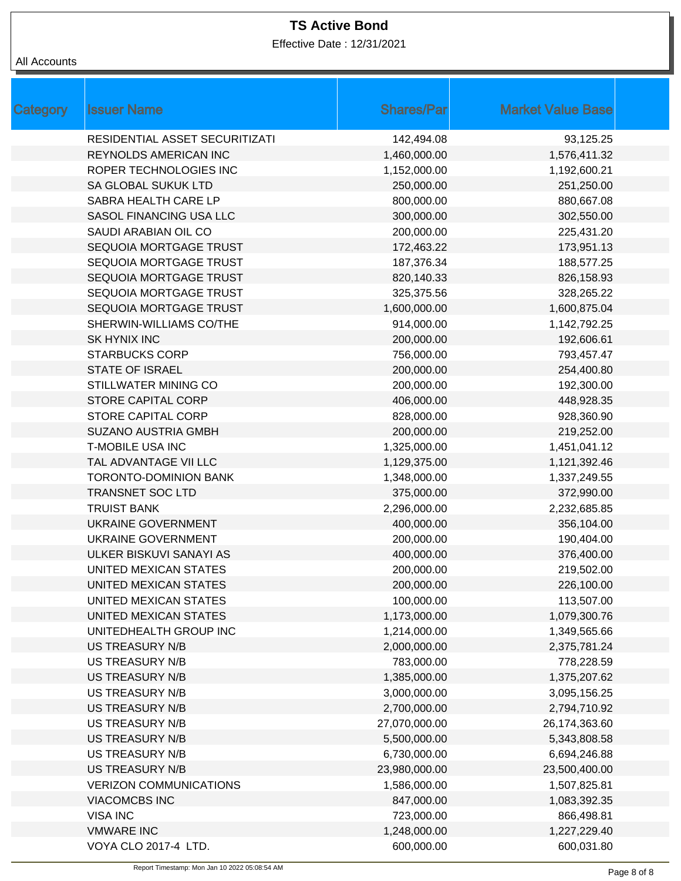**TS Active Bond**

Effective Date : 12/31/2021

All Accounts

| Category | Issuer Name | Shares/Par | Market Value Base |
|---|---|---|---|
| | RESIDENTIAL ASSET SECURITIZATI | 142,494.08 | 93,125.25 |
| | REYNOLDS AMERICAN INC | 1,460,000.00 | 1,576,411.32 |
| | ROPER TECHNOLOGIES INC | 1,152,000.00 | 1,192,600.21 |
| | SA GLOBAL SUKUK LTD | 250,000.00 | 251,250.00 |
| | SABRA HEALTH CARE LP | 800,000.00 | 880,667.08 |
| | SASOL FINANCING USA LLC | 300,000.00 | 302,550.00 |
| | SAUDI ARABIAN OIL CO | 200,000.00 | 225,431.20 |
| | SEQUOIA MORTGAGE TRUST | 172,463.22 | 173,951.13 |
| | SEQUOIA MORTGAGE TRUST | 187,376.34 | 188,577.25 |
| | SEQUOIA MORTGAGE TRUST | 820,140.33 | 826,158.93 |
| | SEQUOIA MORTGAGE TRUST | 325,375.56 | 328,265.22 |
| | SEQUOIA MORTGAGE TRUST | 1,600,000.00 | 1,600,875.04 |
| | SHERWIN-WILLIAMS CO/THE | 914,000.00 | 1,142,792.25 |
| | SK HYNIX INC | 200,000.00 | 192,606.61 |
| | STARBUCKS CORP | 756,000.00 | 793,457.47 |
| | STATE OF ISRAEL | 200,000.00 | 254,400.80 |
| | STILLWATER MINING CO | 200,000.00 | 192,300.00 |
| | STORE CAPITAL CORP | 406,000.00 | 448,928.35 |
| | STORE CAPITAL CORP | 828,000.00 | 928,360.90 |
| | SUZANO AUSTRIA GMBH | 200,000.00 | 219,252.00 |
| | T-MOBILE USA INC | 1,325,000.00 | 1,451,041.12 |
| | TAL ADVANTAGE VII LLC | 1,129,375.00 | 1,121,392.46 |
| | TORONTO-DOMINION BANK | 1,348,000.00 | 1,337,249.55 |
| | TRANSNET SOC LTD | 375,000.00 | 372,990.00 |
| | TRUIST BANK | 2,296,000.00 | 2,232,685.85 |
| | UKRAINE GOVERNMENT | 400,000.00 | 356,104.00 |
| | UKRAINE GOVERNMENT | 200,000.00 | 190,404.00 |
| | ULKER BISKUVI SANAYI AS | 400,000.00 | 376,400.00 |
| | UNITED MEXICAN STATES | 200,000.00 | 219,502.00 |
| | UNITED MEXICAN STATES | 200,000.00 | 226,100.00 |
| | UNITED MEXICAN STATES | 100,000.00 | 113,507.00 |
| | UNITED MEXICAN STATES | 1,173,000.00 | 1,079,300.76 |
| | UNITEDHEALTH GROUP INC | 1,214,000.00 | 1,349,565.66 |
| | US TREASURY N/B | 2,000,000.00 | 2,375,781.24 |
| | US TREASURY N/B | 783,000.00 | 778,228.59 |
| | US TREASURY N/B | 1,385,000.00 | 1,375,207.62 |
| | US TREASURY N/B | 3,000,000.00 | 3,095,156.25 |
| | US TREASURY N/B | 2,700,000.00 | 2,794,710.92 |
| | US TREASURY N/B | 27,070,000.00 | 26,174,363.60 |
| | US TREASURY N/B | 5,500,000.00 | 5,343,808.58 |
| | US TREASURY N/B | 6,730,000.00 | 6,694,246.88 |
| | US TREASURY N/B | 23,980,000.00 | 23,500,400.00 |
| | VERIZON COMMUNICATIONS | 1,586,000.00 | 1,507,825.81 |
| | VIACOMCBS INC | 847,000.00 | 1,083,392.35 |
| | VISA INC | 723,000.00 | 866,498.81 |
| | VMWARE INC | 1,248,000.00 | 1,227,229.40 |
| | VOYA CLO 2017-4 LTD. | 600,000.00 | 600,031.80 |

Report Timestamp: Mon Jan 10 2022 05:08:54 AM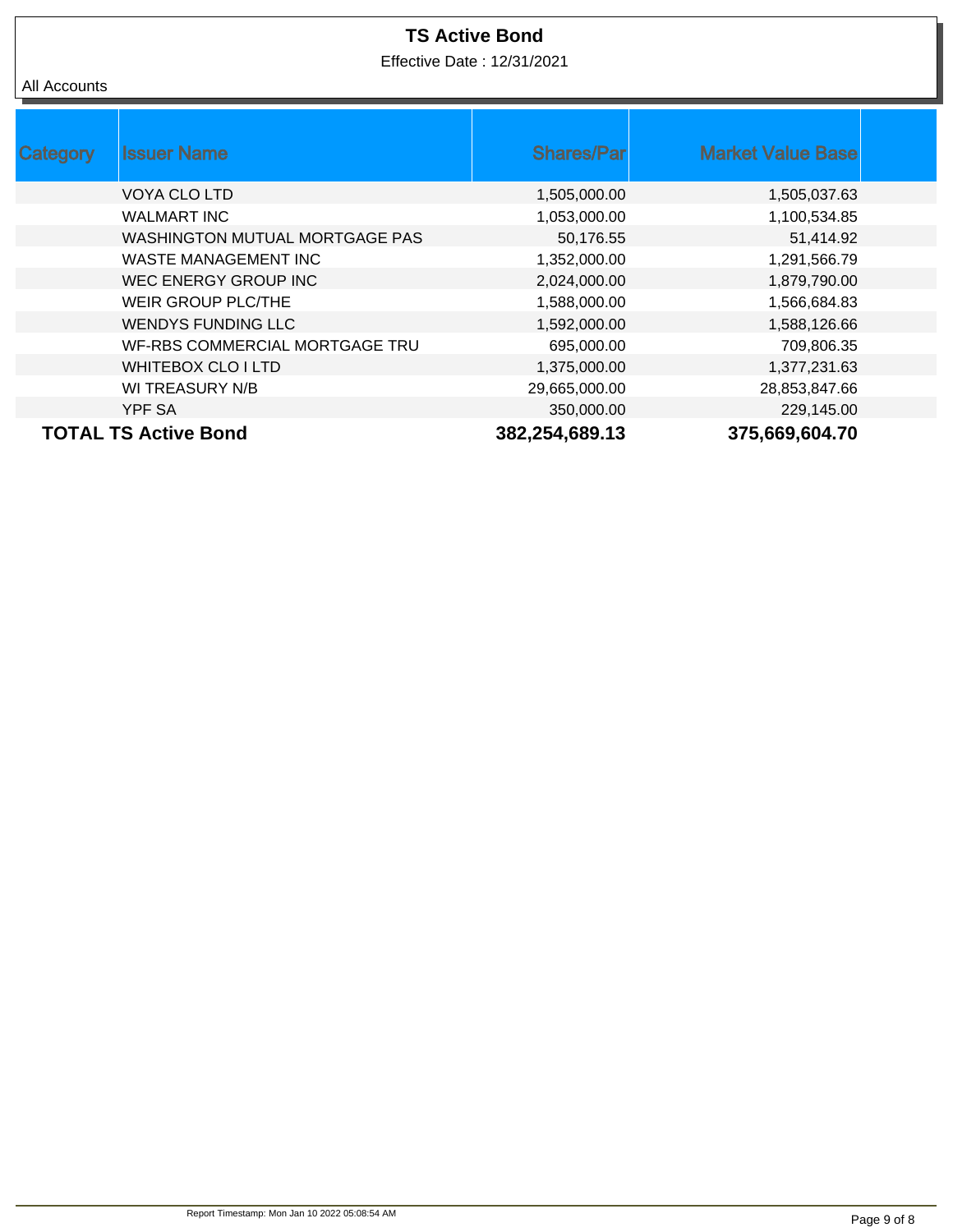# TS Active Bond

Effective Date : 12/31/2021

All Accounts

| Category | Issuer Name | Shares/Par | Market Value Base |
|---|---|---|---|
| | VOYA CLO LTD | 1,505,000.00 | 1,505,037.63 |
| | WALMART INC | 1,053,000.00 | 1,100,534.85 |
| | WASHINGTON MUTUAL MORTGAGE PAS | 50,176.55 | 51,414.92 |
| | WASTE MANAGEMENT INC | 1,352,000.00 | 1,291,566.79 |
| | WEC ENERGY GROUP INC | 2,024,000.00 | 1,879,790.00 |
| | WEIR GROUP PLC/THE | 1,588,000.00 | 1,566,684.83 |
| | WENDYS FUNDING LLC | 1,592,000.00 | 1,588,126.66 |
| | WF-RBS COMMERCIAL MORTGAGE TRU | 695,000.00 | 709,806.35 |
| | WHITEBOX CLO I LTD | 1,375,000.00 | 1,377,231.63 |
| | WI TREASURY N/B | 29,665,000.00 | 28,853,847.66 |
| | YPF SA | 350,000.00 | 229,145.00 |
| **TOTAL TS Active Bond** | | **382,254,689.13** | **375,669,604.70** |

Report Timestamp: Mon Jan 10 2022 05:08:54 AM